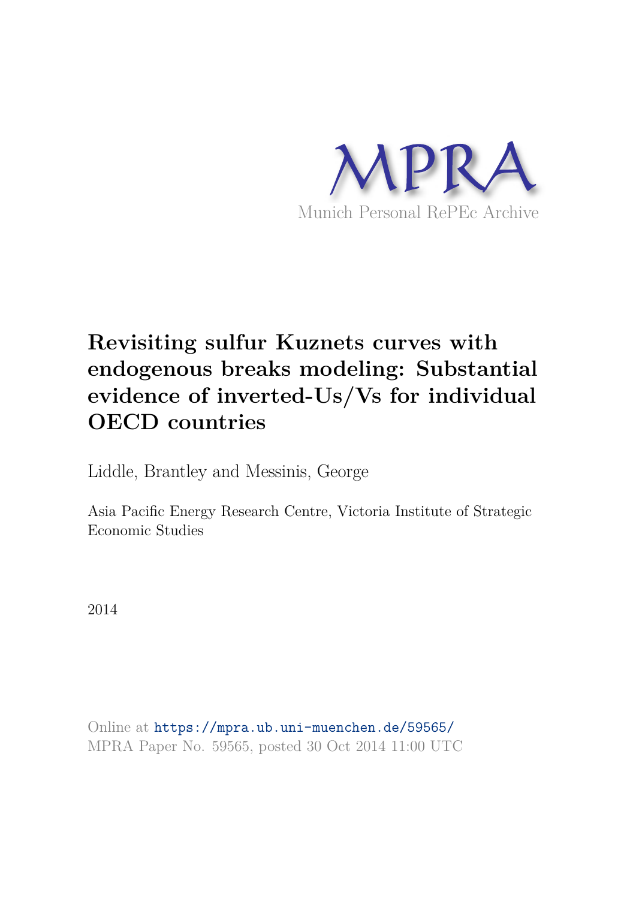MPRA

Munich Personal RePEc Archive

# Revisiting sulfur Kuznets curves with endogenous breaks modeling: Substantial evidence of inverted-Us/Vs for individual OECD countries

Liddle, Brantley and Messinis, George

Asia Pacific Energy Research Centre, Victoria Institute of Strategic Economic Studies

2014

Online at https://mpra.ub.uni-muenchen.de/59565/
MPRA Paper No. 59565, posted 30 Oct 2014 11:00 UTC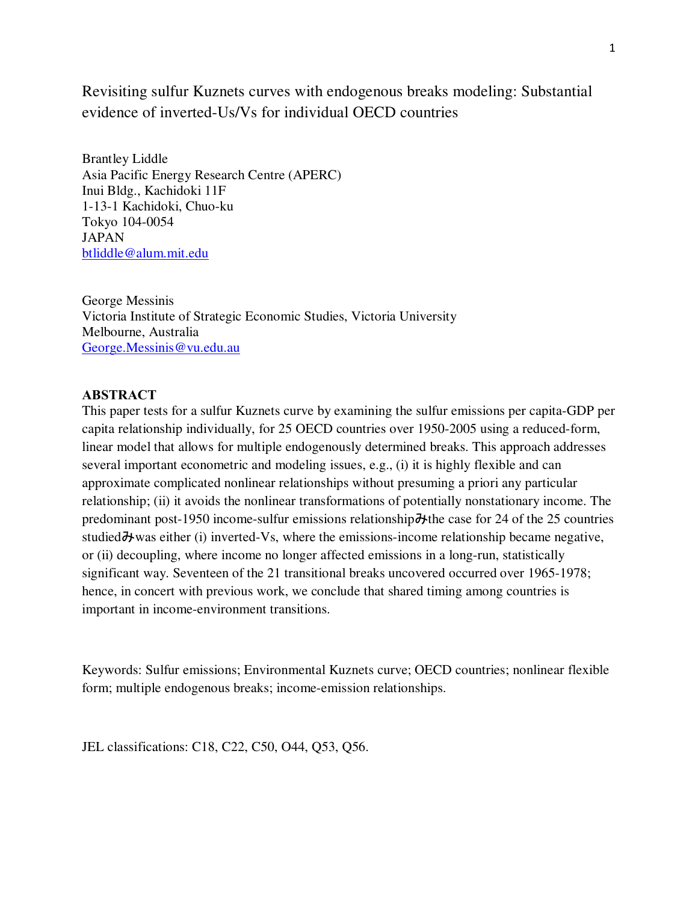# Revisiting sulfur Kuznets curves with endogenous breaks modeling: Substantial evidence of inverted-Us/Vs for individual OECD countries

Brantley Liddle
Asia Pacific Energy Research Centre (APERC)
Inui Bldg., Kachidoki 11F
1-13-1 Kachidoki, Chuo-ku
Tokyo 104-0054
JAPAN
btliddle@alum.mit.edu

George Messinis
Victoria Institute of Strategic Economic Studies, Victoria University
Melbourne, Australia
George.Messinis@vu.edu.au

**ABSTRACT**

This paper tests for a sulfur Kuznets curve by examining the sulfur emissions per capita-GDP per capita relationship individually, for 25 OECD countries over 1950-2005 using a reduced-form, linear model that allows for multiple endogenously determined breaks. This approach addresses several important econometric and modeling issues, e.g., (i) it is highly flexible and can approximate complicated nonlinear relationships without presuming a priori any particular relationship; (ii) it avoids the nonlinear transformations of potentially nonstationary income. The predominant post-1950 income-sulfur emissions relationshipみthe case for 24 of the 25 countries studiedみwas either (i) inverted-Vs, where the emissions-income relationship became negative, or (ii) decoupling, where income no longer affected emissions in a long-run, statistically significant way. Seventeen of the 21 transitional breaks uncovered occurred over 1965-1978; hence, in concert with previous work, we conclude that shared timing among countries is important in income-environment transitions.

Keywords: Sulfur emissions; Environmental Kuznets curve; OECD countries; nonlinear flexible form; multiple endogenous breaks; income-emission relationships.

JEL classifications: C18, C22, C50, O44, Q53, Q56.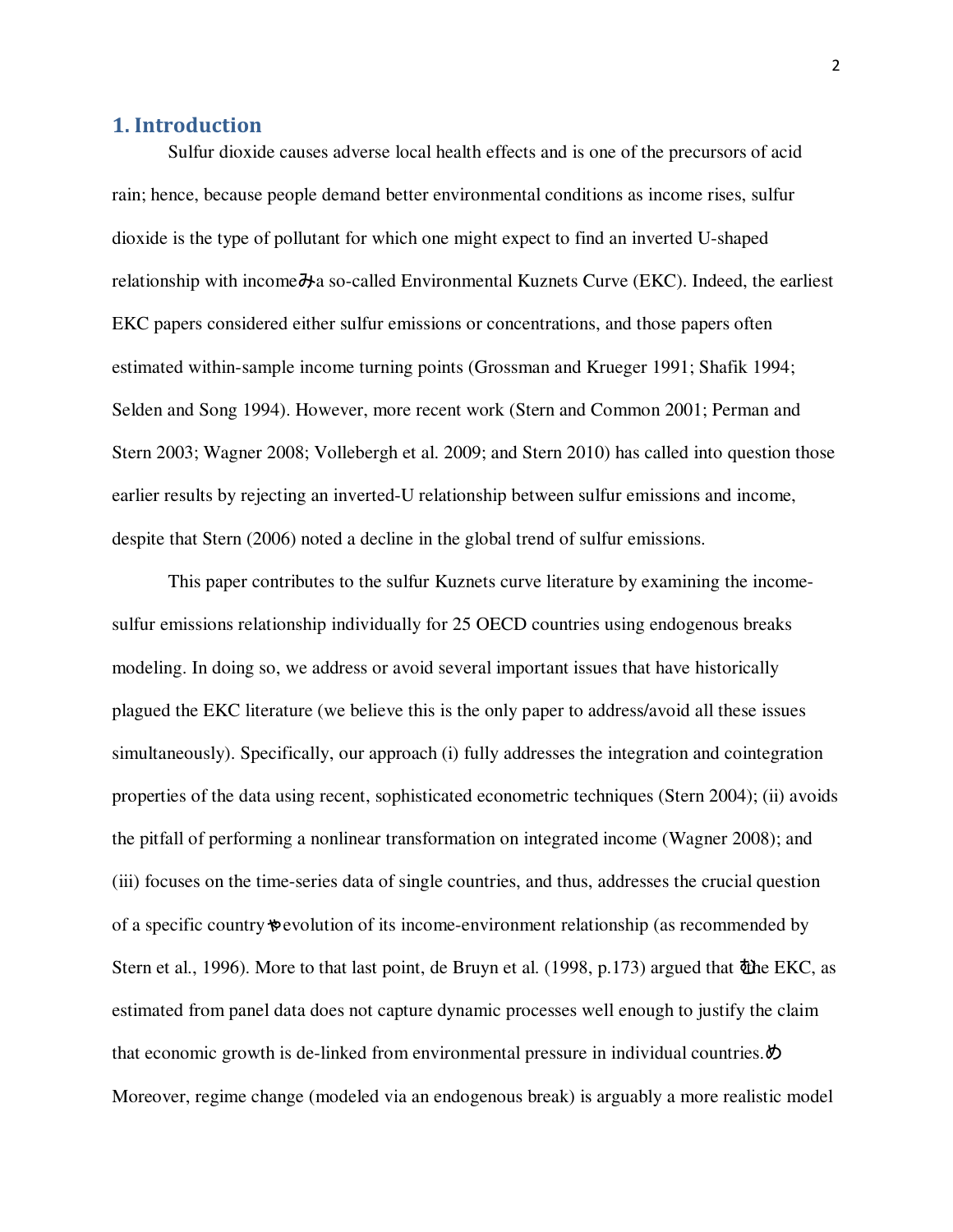## 1. Introduction

Sulfur dioxide causes adverse local health effects and is one of the precursors of acid rain; hence, because people demand better environmental conditions as income rises, sulfur dioxide is the type of pollutant for which one might expect to find an inverted U-shaped relationship with income—a so-called Environmental Kuznets Curve (EKC). Indeed, the earliest EKC papers considered either sulfur emissions or concentrations, and those papers often estimated within-sample income turning points (Grossman and Krueger 1991; Shafik 1994; Selden and Song 1994). However, more recent work (Stern and Common 2001; Perman and Stern 2003; Wagner 2008; Vollebergh et al. 2009; and Stern 2010) has called into question those earlier results by rejecting an inverted-U relationship between sulfur emissions and income, despite that Stern (2006) noted a decline in the global trend of sulfur emissions.

This paper contributes to the sulfur Kuznets curve literature by examining the income-sulfur emissions relationship individually for 25 OECD countries using endogenous breaks modeling. In doing so, we address or avoid several important issues that have historically plagued the EKC literature (we believe this is the only paper to address/avoid all these issues simultaneously). Specifically, our approach (i) fully addresses the integration and cointegration properties of the data using recent, sophisticated econometric techniques (Stern 2004); (ii) avoids the pitfall of performing a nonlinear transformation on integrated income (Wagner 2008); and (iii) focuses on the time-series data of single countries, and thus, addresses the crucial question of a specific country's evolution of its income-environment relationship (as recommended by Stern et al., 1996). More to that last point, de Bruyn et al. (1998, p.173) argued that "the EKC, as estimated from panel data does not capture dynamic processes well enough to justify the claim that economic growth is de-linked from environmental pressure in individual countries." Moreover, regime change (modeled via an endogenous break) is arguably a more realistic model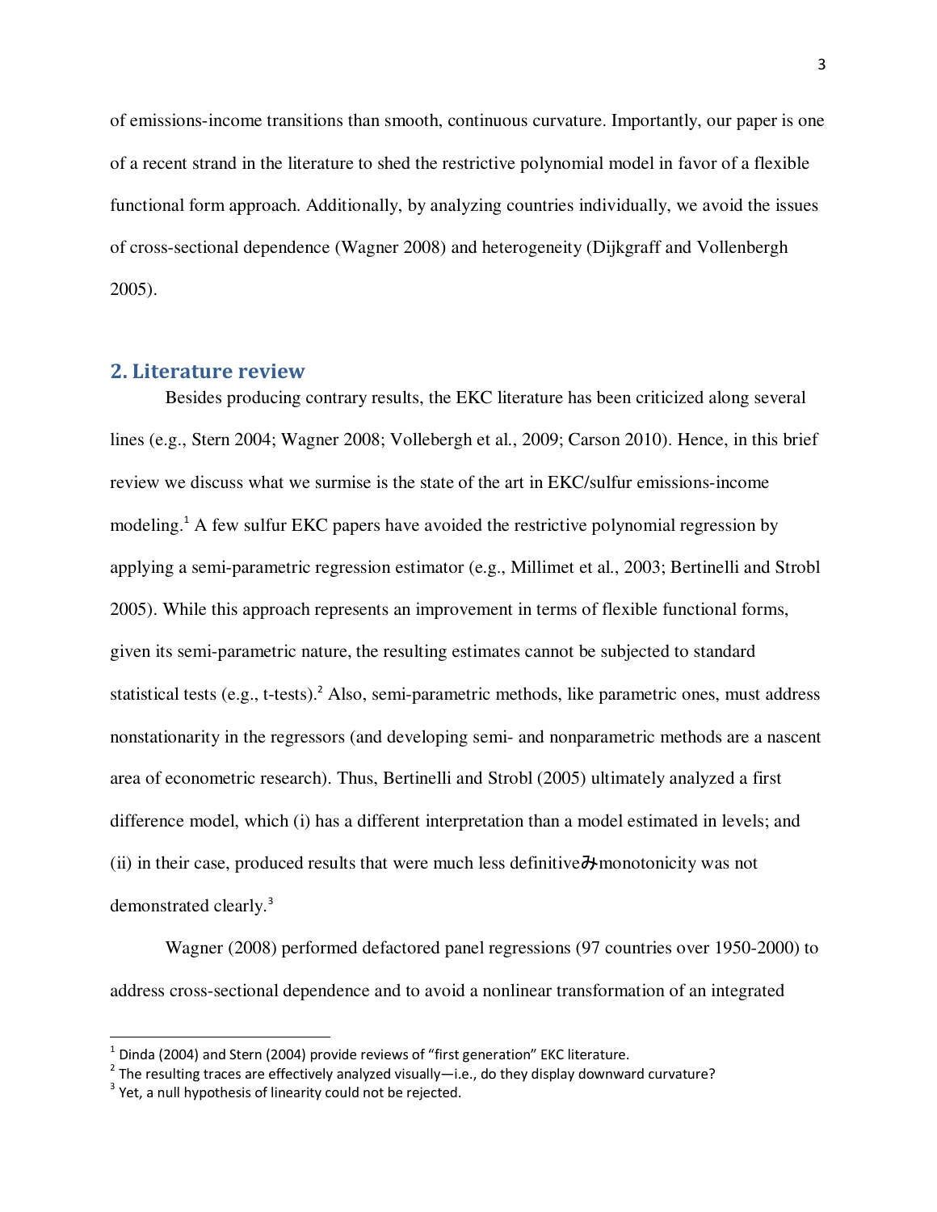of emissions-income transitions than smooth, continuous curvature. Importantly, our paper is one of a recent strand in the literature to shed the restrictive polynomial model in favor of a flexible functional form approach. Additionally, by analyzing countries individually, we avoid the issues of cross-sectional dependence (Wagner 2008) and heterogeneity (Dijkgraff and Vollenbergh 2005).

## 2. Literature review

Besides producing contrary results, the EKC literature has been criticized along several lines (e.g., Stern 2004; Wagner 2008; Vollebergh et al., 2009; Carson 2010). Hence, in this brief review we discuss what we surmise is the state of the art in EKC/sulfur emissions-income modeling.[1] A few sulfur EKC papers have avoided the restrictive polynomial regression by applying a semi-parametric regression estimator (e.g., Millimet et al., 2003; Bertinelli and Strobl 2005). While this approach represents an improvement in terms of flexible functional forms, given its semi-parametric nature, the resulting estimates cannot be subjected to standard statistical tests (e.g., t-tests).[2] Also, semi-parametric methods, like parametric ones, must address nonstationarity in the regressors (and developing semi- and nonparametric methods are a nascent area of econometric research). Thus, Bertinelli and Strobl (2005) ultimately analyzed a first difference model, which (i) has a different interpretation than a model estimated in levels; and (ii) in their case, produced results that were much less definitiveみmonotonicity was not demonstrated clearly.[3]

Wagner (2008) performed defactored panel regressions (97 countries over 1950-2000) to address cross-sectional dependence and to avoid a nonlinear transformation of an integrated

[1] Dinda (2004) and Stern (2004) provide reviews of "first generation" EKC literature.

[2] The resulting traces are effectively analyzed visually—i.e., do they display downward curvature?

[3] Yet, a null hypothesis of linearity could not be rejected.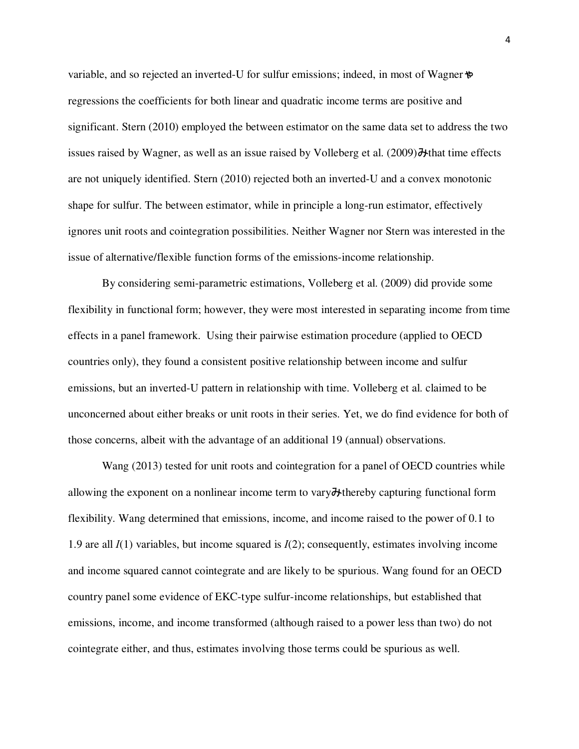variable, and so rejected an inverted-U for sulfur emissions; indeed, in most of Wagner's regressions the coefficients for both linear and quadratic income terms are positive and significant. Stern (2010) employed the between estimator on the same data set to address the two issues raised by Wagner, as well as an issue raised by Volleberg et al. (2009)—that time effects are not uniquely identified. Stern (2010) rejected both an inverted-U and a convex monotonic shape for sulfur. The between estimator, while in principle a long-run estimator, effectively ignores unit roots and cointegration possibilities. Neither Wagner nor Stern was interested in the issue of alternative/flexible function forms of the emissions-income relationship.

By considering semi-parametric estimations, Volleberg et al. (2009) did provide some flexibility in functional form; however, they were most interested in separating income from time effects in a panel framework. Using their pairwise estimation procedure (applied to OECD countries only), they found a consistent positive relationship between income and sulfur emissions, but an inverted-U pattern in relationship with time. Volleberg et al. claimed to be unconcerned about either breaks or unit roots in their series. Yet, we do find evidence for both of those concerns, albeit with the advantage of an additional 19 (annual) observations.

Wang (2013) tested for unit roots and cointegration for a panel of OECD countries while allowing the exponent on a nonlinear income term to vary—thereby capturing functional form flexibility. Wang determined that emissions, income, and income raised to the power of 0.1 to 1.9 are all $I(1)$ variables, but income squared is $I(2)$; consequently, estimates involving income and income squared cannot cointegrate and are likely to be spurious. Wang found for an OECD country panel some evidence of EKC-type sulfur-income relationships, but established that emissions, income, and income transformed (although raised to a power less than two) do not cointegrate either, and thus, estimates involving those terms could be spurious as well.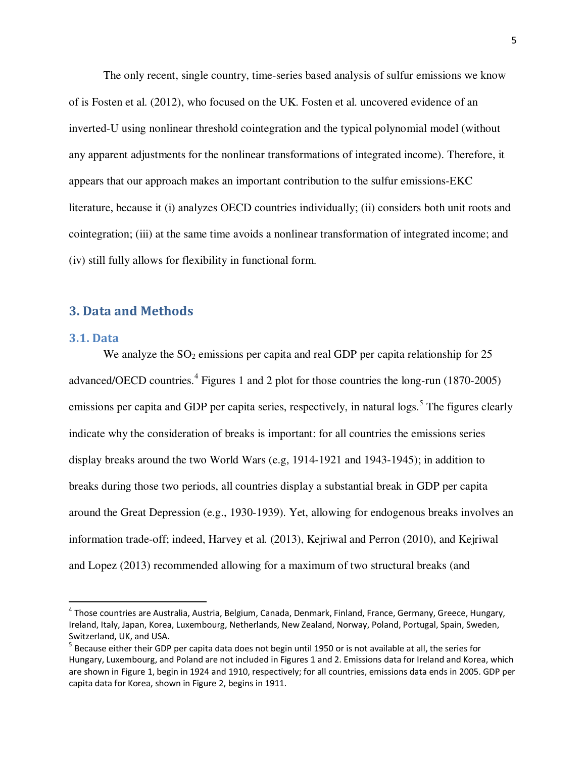The only recent, single country, time-series based analysis of sulfur emissions we know of is Fosten et al. (2012), who focused on the UK. Fosten et al. uncovered evidence of an inverted-U using nonlinear threshold cointegration and the typical polynomial model (without any apparent adjustments for the nonlinear transformations of integrated income). Therefore, it appears that our approach makes an important contribution to the sulfur emissions-EKC literature, because it (i) analyzes OECD countries individually; (ii) considers both unit roots and cointegration; (iii) at the same time avoids a nonlinear transformation of integrated income; and (iv) still fully allows for flexibility in functional form.

## 3. Data and Methods

### 3.1. Data

We analyze the $SO_2$ emissions per capita and real GDP per capita relationship for 25 advanced/OECD countries.[4] Figures 1 and 2 plot for those countries the long-run (1870-2005) emissions per capita and GDP per capita series, respectively, in natural logs.[5] The figures clearly indicate why the consideration of breaks is important: for all countries the emissions series display breaks around the two World Wars (e.g, 1914-1921 and 1943-1945); in addition to breaks during those two periods, all countries display a substantial break in GDP per capita around the Great Depression (e.g., 1930-1939). Yet, allowing for endogenous breaks involves an information trade-off; indeed, Harvey et al. (2013), Kejriwal and Perron (2010), and Kejriwal and Lopez (2013) recommended allowing for a maximum of two structural breaks (and

---

[4] Those countries are Australia, Austria, Belgium, Canada, Denmark, Finland, France, Germany, Greece, Hungary, Ireland, Italy, Japan, Korea, Luxembourg, Netherlands, New Zealand, Norway, Poland, Portugal, Spain, Sweden, Switzerland, UK, and USA.

[5] Because either their GDP per capita data does not begin until 1950 or is not available at all, the series for Hungary, Luxembourg, and Poland are not included in Figures 1 and 2. Emissions data for Ireland and Korea, which are shown in Figure 1, begin in 1924 and 1910, respectively; for all countries, emissions data ends in 2005. GDP per capita data for Korea, shown in Figure 2, begins in 1911.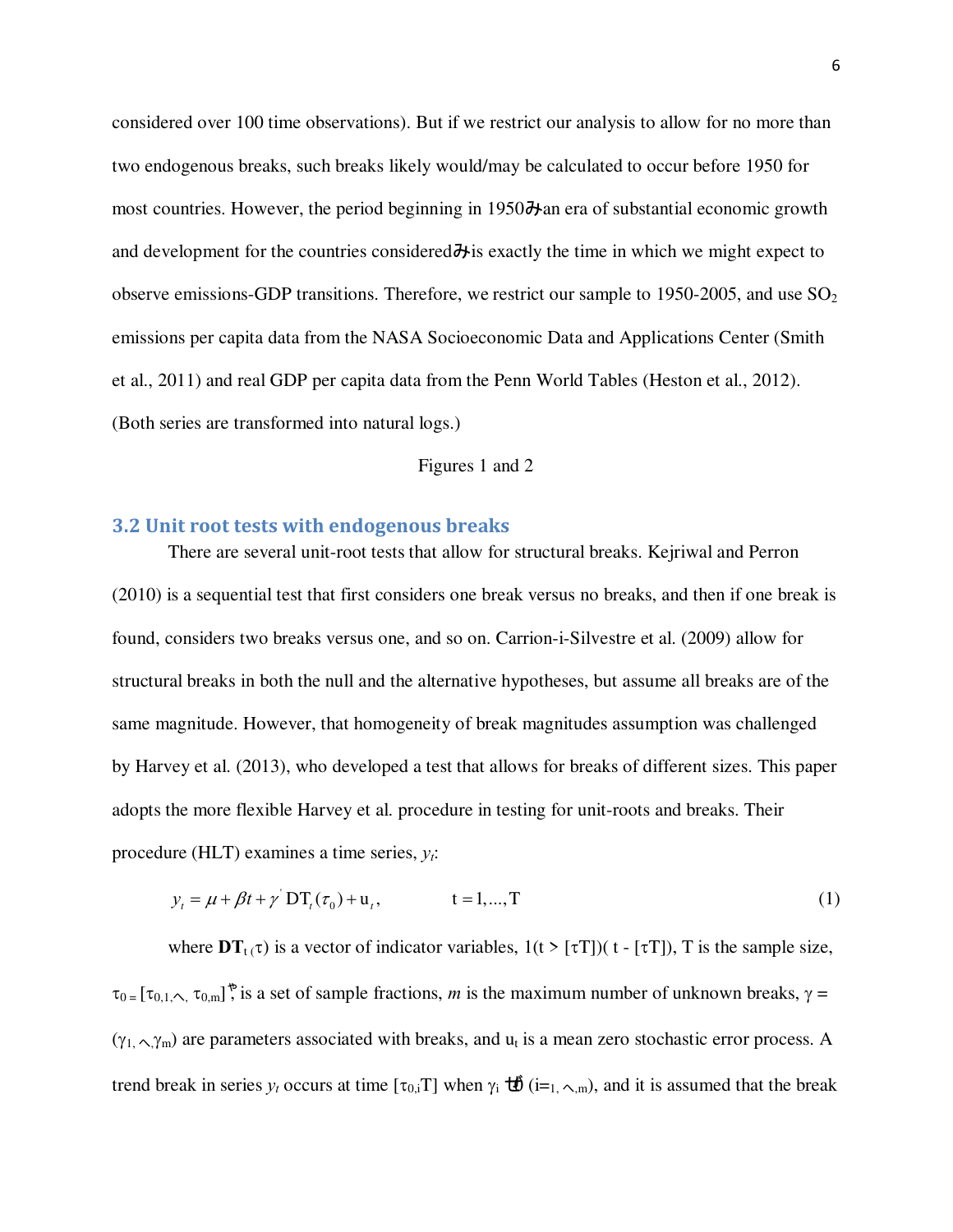considered over 100 time observations). But if we restrict our analysis to allow for no more than two endogenous breaks, such breaks likely would/may be calculated to occur before 1950 for most countries. However, the period beginning in 1950みan era of substantial economic growth and development for the countries consideredみis exactly the time in which we might expect to observe emissions-GDP transitions. Therefore, we restrict our sample to 1950-2005, and use $SO_2$ emissions per capita data from the NASA Socioeconomic Data and Applications Center (Smith et al., 2011) and real GDP per capita data from the Penn World Tables (Heston et al., 2012). (Both series are transformed into natural logs.)

Figures 1 and 2

## 3.2 Unit root tests with endogenous breaks

There are several unit-root tests that allow for structural breaks. Kejriwal and Perron (2010) is a sequential test that first considers one break versus no breaks, and then if one break is found, considers two breaks versus one, and so on. Carrion-i-Silvestre et al. (2009) allow for structural breaks in both the null and the alternative hypotheses, but assume all breaks are of the same magnitude. However, that homogeneity of break magnitudes assumption was challenged by Harvey et al. (2013), who developed a test that allows for breaks of different sizes. This paper adopts the more flexible Harvey et al. procedure in testing for unit-roots and breaks. Their procedure (HLT) examines a time series, $y_t$:

$$y_t = \mu + \beta t + \gamma' \mathrm{DT}_t(\tau_0) + \mathrm{u}_t, \qquad t = 1, \ldots, \mathrm{T} \tag{1}$$

where $\mathbf{DT}_t(\tau)$ is a vector of indicator variables, $1(t > [\tau T])(t - [\tau T])$, T is the sample size, $\tau_0 = [\tau_{0,1}, \ldots, \tau_{0,m}]'$, is a set of sample fractions, $m$ is the maximum number of unknown breaks, $\gamma = (\gamma_1, \ldots, \gamma_m)$ are parameters associated with breaks, and $u_t$ is a mean zero stochastic error process. A trend break in series $y_t$ occurs at time $[\tau_{0,i}T]$ when $\gamma_i \neq 0$ ($i = 1, \ldots, m$), and it is assumed that the break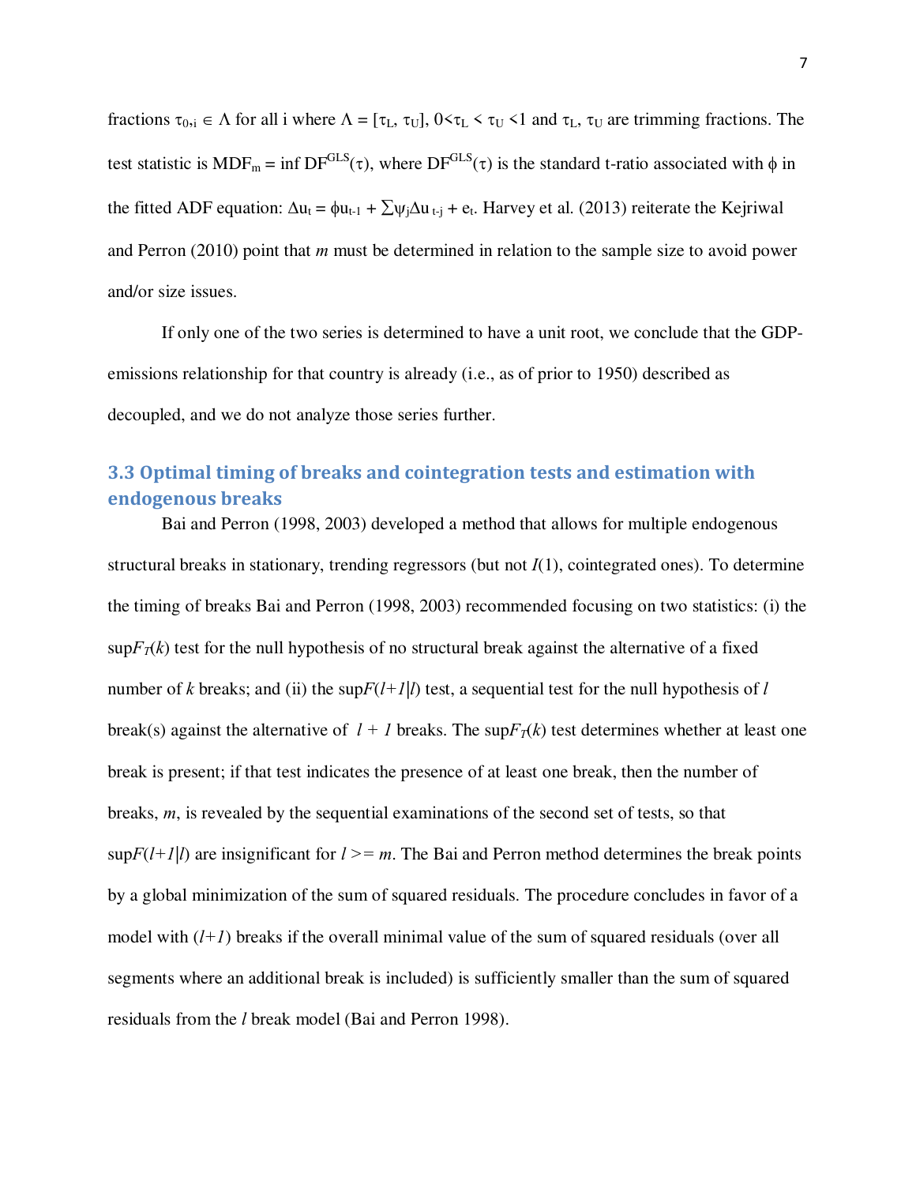fractions $\tau_{0,i} \in \Lambda$ for all i where $\Lambda = [\tau_L, \tau_U]$, $0<\tau_L < \tau_U <1$ and $\tau_L$, $\tau_U$ are trimming fractions. The test statistic is $MDF_m = \inf DF^{GLS}(\tau)$, where $DF^{GLS}(\tau)$ is the standard t-ratio associated with $\phi$ in the fitted ADF equation: $\Delta u_t = \phi u_{t-1} + \sum\psi_j \Delta u_{t-j} + e_t$. Harvey et al. (2013) reiterate the Kejriwal and Perron (2010) point that *m* must be determined in relation to the sample size to avoid power and/or size issues.

If only one of the two series is determined to have a unit root, we conclude that the GDP-emissions relationship for that country is already (i.e., as of prior to 1950) described as decoupled, and we do not analyze those series further.

### 3.3 Optimal timing of breaks and cointegration tests and estimation with endogenous breaks

Bai and Perron (1998, 2003) developed a method that allows for multiple endogenous structural breaks in stationary, trending regressors (but not $I(1)$, cointegrated ones). To determine the timing of breaks Bai and Perron (1998, 2003) recommended focusing on two statistics: (i) the $\sup F_T(k)$ test for the null hypothesis of no structural break against the alternative of a fixed number of *k* breaks; and (ii) the $\sup F(l+1|l)$ test, a sequential test for the null hypothesis of *l* break(s) against the alternative of $l + 1$ breaks. The $\sup F_T(k)$ test determines whether at least one break is present; if that test indicates the presence of at least one break, then the number of breaks, *m*, is revealed by the sequential examinations of the second set of tests, so that $\sup F(l+1|l)$ are insignificant for $l >= m$. The Bai and Perron method determines the break points by a global minimization of the sum of squared residuals. The procedure concludes in favor of a model with $(l+1)$ breaks if the overall minimal value of the sum of squared residuals (over all segments where an additional break is included) is sufficiently smaller than the sum of squared residuals from the *l* break model (Bai and Perron 1998).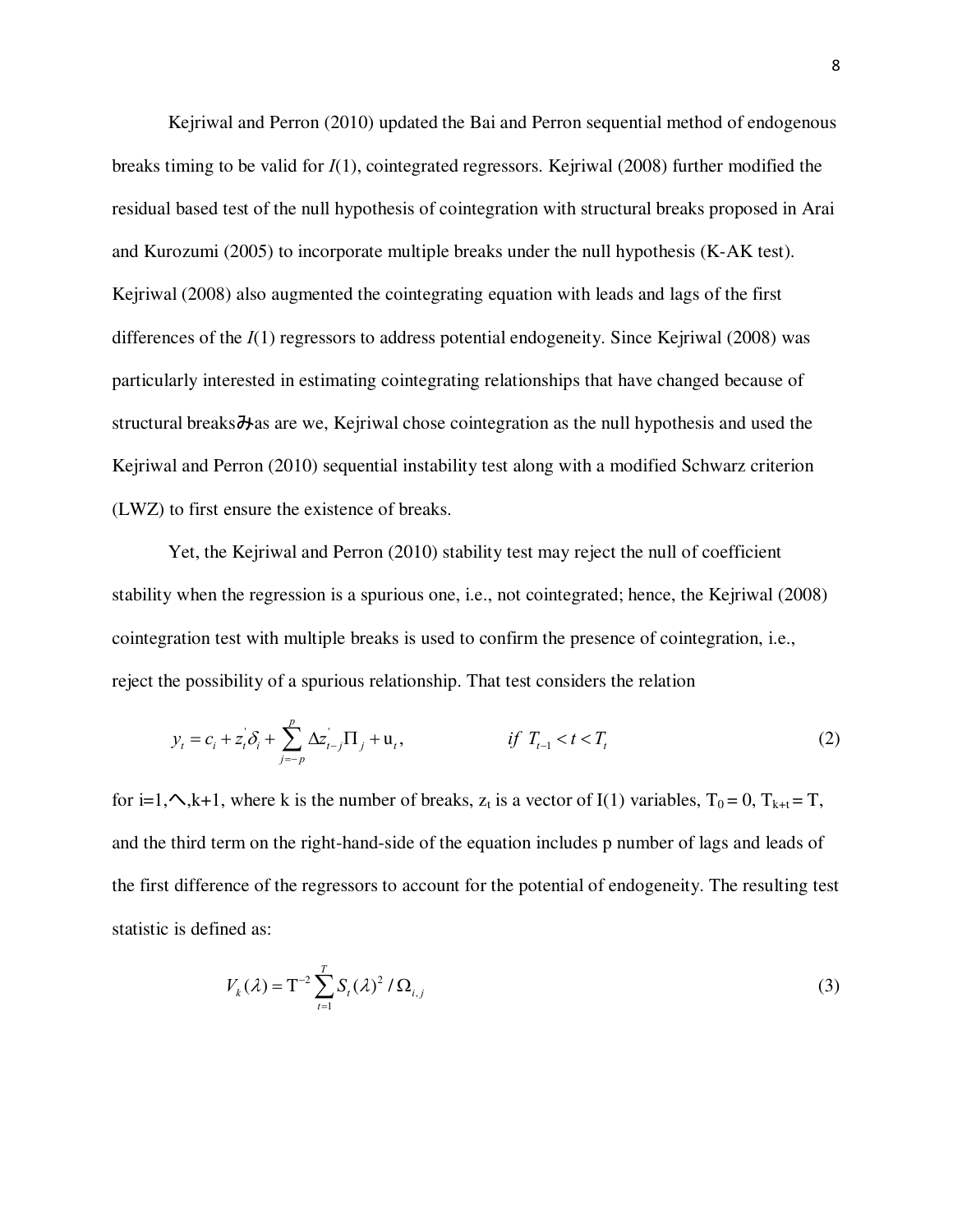Kejriwal and Perron (2010) updated the Bai and Perron sequential method of endogenous breaks timing to be valid for *I*(1), cointegrated regressors. Kejriwal (2008) further modified the residual based test of the null hypothesis of cointegration with structural breaks proposed in Arai and Kurozumi (2005) to incorporate multiple breaks under the null hypothesis (K-AK test). Kejriwal (2008) also augmented the cointegrating equation with leads and lags of the first differences of the *I*(1) regressors to address potential endogeneity. Since Kejriwal (2008) was particularly interested in estimating cointegrating relationships that have changed because of structural breaksみas are we, Kejriwal chose cointegration as the null hypothesis and used the Kejriwal and Perron (2010) sequential instability test along with a modified Schwarz criterion (LWZ) to first ensure the existence of breaks.

Yet, the Kejriwal and Perron (2010) stability test may reject the null of coefficient stability when the regression is a spurious one, i.e., not cointegrated; hence, the Kejriwal (2008) cointegration test with multiple breaks is used to confirm the presence of cointegration, i.e., reject the possibility of a spurious relationship. That test considers the relation

$$y_t = c_i + z_t^{'}\delta_i + \sum_{j=-p}^{p} \Delta z_{t-j}^{'}\Pi_j + \mathrm{u}_t, \qquad if \;\; T_{t-1} < t < T_t \tag{2}$$

for i=1,へ,k+1, where k is the number of breaks, $z_t$ is a vector of I(1) variables, $T_0 = 0$, $T_{k+t} = T$, and the third term on the right-hand-side of the equation includes p number of lags and leads of the first difference of the regressors to account for the potential of endogeneity. The resulting test statistic is defined as:

$$V_k(\lambda) = \mathrm{T}^{-2} \sum_{t=1}^{T} S_t(\lambda)^2 \, / \, \Omega_{i,j} \tag{3}$$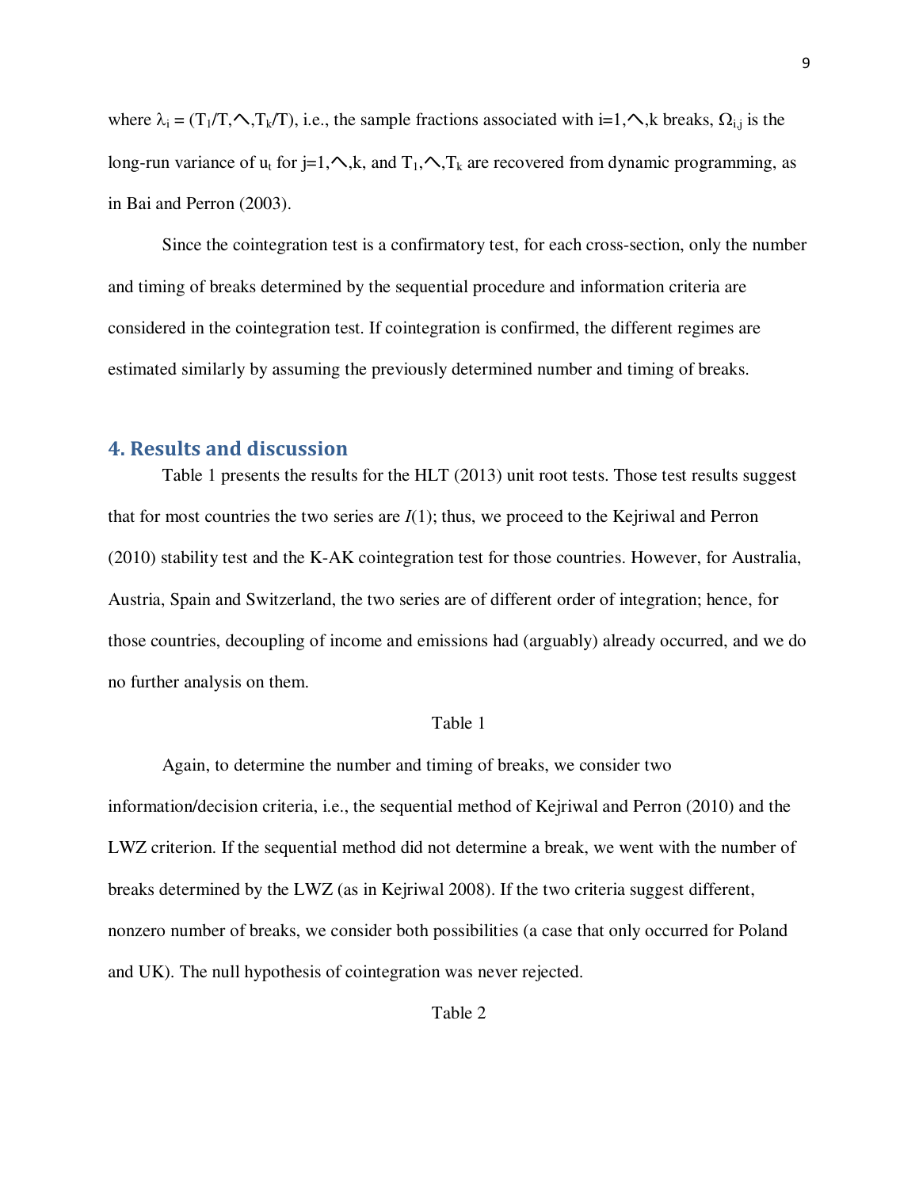where $\lambda_i = (T_1/T, \wedge, T_k/T)$, i.e., the sample fractions associated with $i=1,\wedge,k$ breaks, $\Omega_{i,j}$ is the long-run variance of $u_t$ for $j=1,\wedge,k$, and $T_1,\wedge,T_k$ are recovered from dynamic programming, as in Bai and Perron (2003).

Since the cointegration test is a confirmatory test, for each cross-section, only the number and timing of breaks determined by the sequential procedure and information criteria are considered in the cointegration test. If cointegration is confirmed, the different regimes are estimated similarly by assuming the previously determined number and timing of breaks.

## 4. Results and discussion

Table 1 presents the results for the HLT (2013) unit root tests. Those test results suggest that for most countries the two series are $I(1)$; thus, we proceed to the Kejriwal and Perron (2010) stability test and the K-AK cointegration test for those countries. However, for Australia, Austria, Spain and Switzerland, the two series are of different order of integration; hence, for those countries, decoupling of income and emissions had (arguably) already occurred, and we do no further analysis on them.

Table 1

Again, to determine the number and timing of breaks, we consider two information/decision criteria, i.e., the sequential method of Kejriwal and Perron (2010) and the LWZ criterion. If the sequential method did not determine a break, we went with the number of breaks determined by the LWZ (as in Kejriwal 2008). If the two criteria suggest different, nonzero number of breaks, we consider both possibilities (a case that only occurred for Poland and UK). The null hypothesis of cointegration was never rejected.

Table 2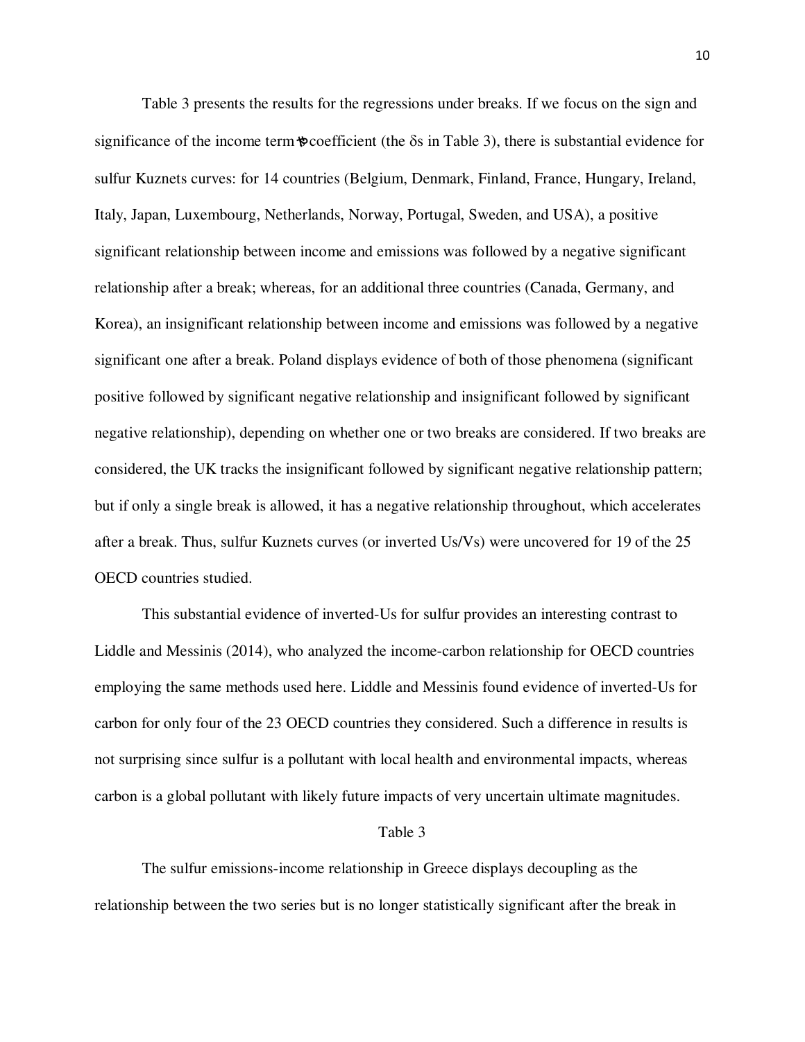Table 3 presents the results for the regressions under breaks. If we focus on the sign and significance of the income term's coefficient (the δs in Table 3), there is substantial evidence for sulfur Kuznets curves: for 14 countries (Belgium, Denmark, Finland, France, Hungary, Ireland, Italy, Japan, Luxembourg, Netherlands, Norway, Portugal, Sweden, and USA), a positive significant relationship between income and emissions was followed by a negative significant relationship after a break; whereas, for an additional three countries (Canada, Germany, and Korea), an insignificant relationship between income and emissions was followed by a negative significant one after a break. Poland displays evidence of both of those phenomena (significant positive followed by significant negative relationship and insignificant followed by significant negative relationship), depending on whether one or two breaks are considered. If two breaks are considered, the UK tracks the insignificant followed by significant negative relationship pattern; but if only a single break is allowed, it has a negative relationship throughout, which accelerates after a break. Thus, sulfur Kuznets curves (or inverted Us/Vs) were uncovered for 19 of the 25 OECD countries studied.

This substantial evidence of inverted-Us for sulfur provides an interesting contrast to Liddle and Messinis (2014), who analyzed the income-carbon relationship for OECD countries employing the same methods used here. Liddle and Messinis found evidence of inverted-Us for carbon for only four of the 23 OECD countries they considered. Such a difference in results is not surprising since sulfur is a pollutant with local health and environmental impacts, whereas carbon is a global pollutant with likely future impacts of very uncertain ultimate magnitudes.

Table 3

The sulfur emissions-income relationship in Greece displays decoupling as the relationship between the two series but is no longer statistically significant after the break in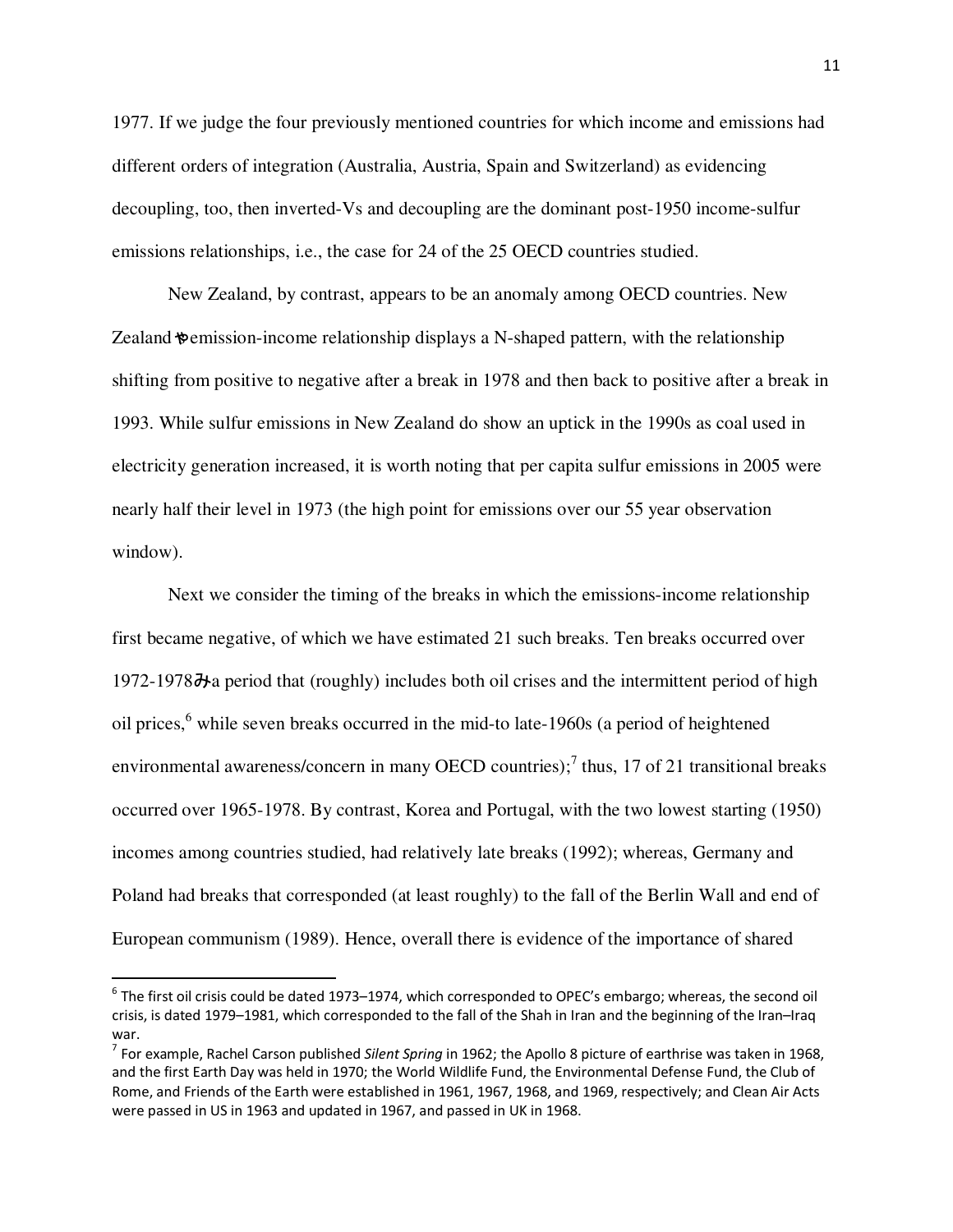1977. If we judge the four previously mentioned countries for which income and emissions had different orders of integration (Australia, Austria, Spain and Switzerland) as evidencing decoupling, too, then inverted-Vs and decoupling are the dominant post-1950 income-sulfur emissions relationships, i.e., the case for 24 of the 25 OECD countries studied.

New Zealand, by contrast, appears to be an anomaly among OECD countries. New Zealand's emission-income relationship displays a N-shaped pattern, with the relationship shifting from positive to negative after a break in 1978 and then back to positive after a break in 1993. While sulfur emissions in New Zealand do show an uptick in the 1990s as coal used in electricity generation increased, it is worth noting that per capita sulfur emissions in 2005 were nearly half their level in 1973 (the high point for emissions over our 55 year observation window).

Next we consider the timing of the breaks in which the emissions-income relationship first became negative, of which we have estimated 21 such breaks. Ten breaks occurred over 1972-1978—a period that (roughly) includes both oil crises and the intermittent period of high oil prices,[6] while seven breaks occurred in the mid-to late-1960s (a period of heightened environmental awareness/concern in many OECD countries);[7] thus, 17 of 21 transitional breaks occurred over 1965-1978. By contrast, Korea and Portugal, with the two lowest starting (1950) incomes among countries studied, had relatively late breaks (1992); whereas, Germany and Poland had breaks that corresponded (at least roughly) to the fall of the Berlin Wall and end of European communism (1989). Hence, overall there is evidence of the importance of shared

[6] The first oil crisis could be dated 1973–1974, which corresponded to OPEC's embargo; whereas, the second oil crisis, is dated 1979–1981, which corresponded to the fall of the Shah in Iran and the beginning of the Iran–Iraq war.

[7] For example, Rachel Carson published *Silent Spring* in 1962; the Apollo 8 picture of earthrise was taken in 1968, and the first Earth Day was held in 1970; the World Wildlife Fund, the Environmental Defense Fund, the Club of Rome, and Friends of the Earth were established in 1961, 1967, 1968, and 1969, respectively; and Clean Air Acts were passed in US in 1963 and updated in 1967, and passed in UK in 1968.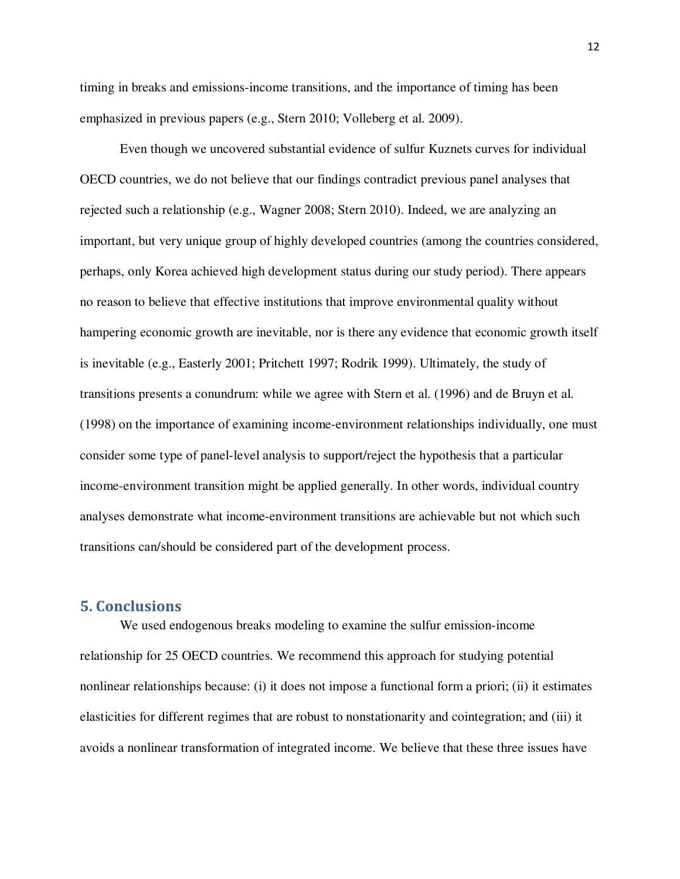timing in breaks and emissions-income transitions, and the importance of timing has been emphasized in previous papers (e.g., Stern 2010; Volleberg et al. 2009).

Even though we uncovered substantial evidence of sulfur Kuznets curves for individual OECD countries, we do not believe that our findings contradict previous panel analyses that rejected such a relationship (e.g., Wagner 2008; Stern 2010). Indeed, we are analyzing an important, but very unique group of highly developed countries (among the countries considered, perhaps, only Korea achieved high development status during our study period). There appears no reason to believe that effective institutions that improve environmental quality without hampering economic growth are inevitable, nor is there any evidence that economic growth itself is inevitable (e.g., Easterly 2001; Pritchett 1997; Rodrik 1999). Ultimately, the study of transitions presents a conundrum: while we agree with Stern et al. (1996) and de Bruyn et al. (1998) on the importance of examining income-environment relationships individually, one must consider some type of panel-level analysis to support/reject the hypothesis that a particular income-environment transition might be applied generally. In other words, individual country analyses demonstrate what income-environment transitions are achievable but not which such transitions can/should be considered part of the development process.

## 5. Conclusions

We used endogenous breaks modeling to examine the sulfur emission-income relationship for 25 OECD countries. We recommend this approach for studying potential nonlinear relationships because: (i) it does not impose a functional form a priori; (ii) it estimates elasticities for different regimes that are robust to nonstationarity and cointegration; and (iii) it avoids a nonlinear transformation of integrated income. We believe that these three issues have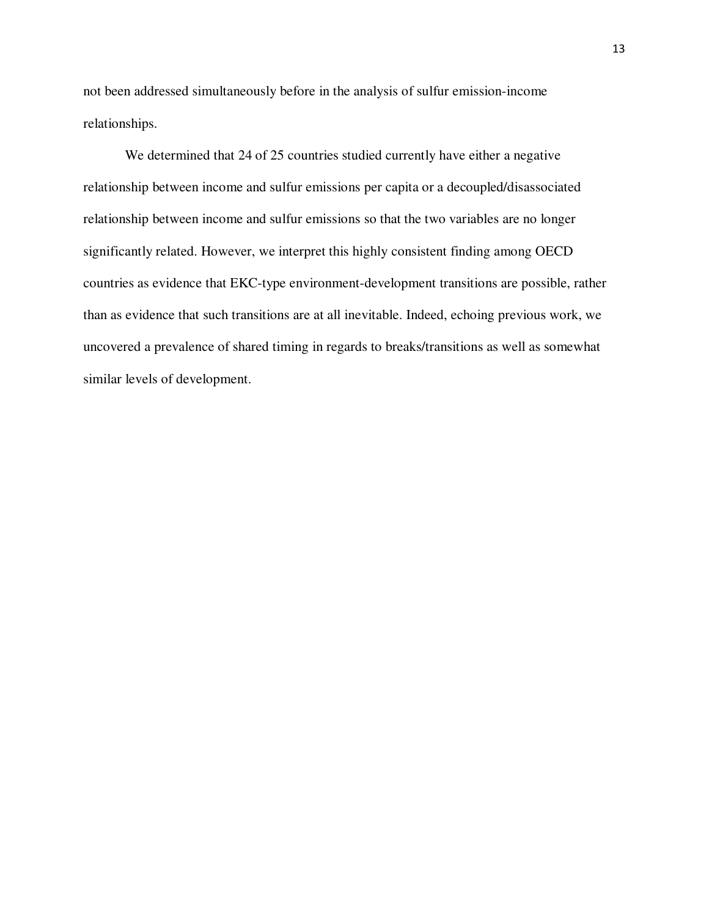not been addressed simultaneously before in the analysis of sulfur emission-income relationships.

We determined that 24 of 25 countries studied currently have either a negative relationship between income and sulfur emissions per capita or a decoupled/disassociated relationship between income and sulfur emissions so that the two variables are no longer significantly related. However, we interpret this highly consistent finding among OECD countries as evidence that EKC-type environment-development transitions are possible, rather than as evidence that such transitions are at all inevitable. Indeed, echoing previous work, we uncovered a prevalence of shared timing in regards to breaks/transitions as well as somewhat similar levels of development.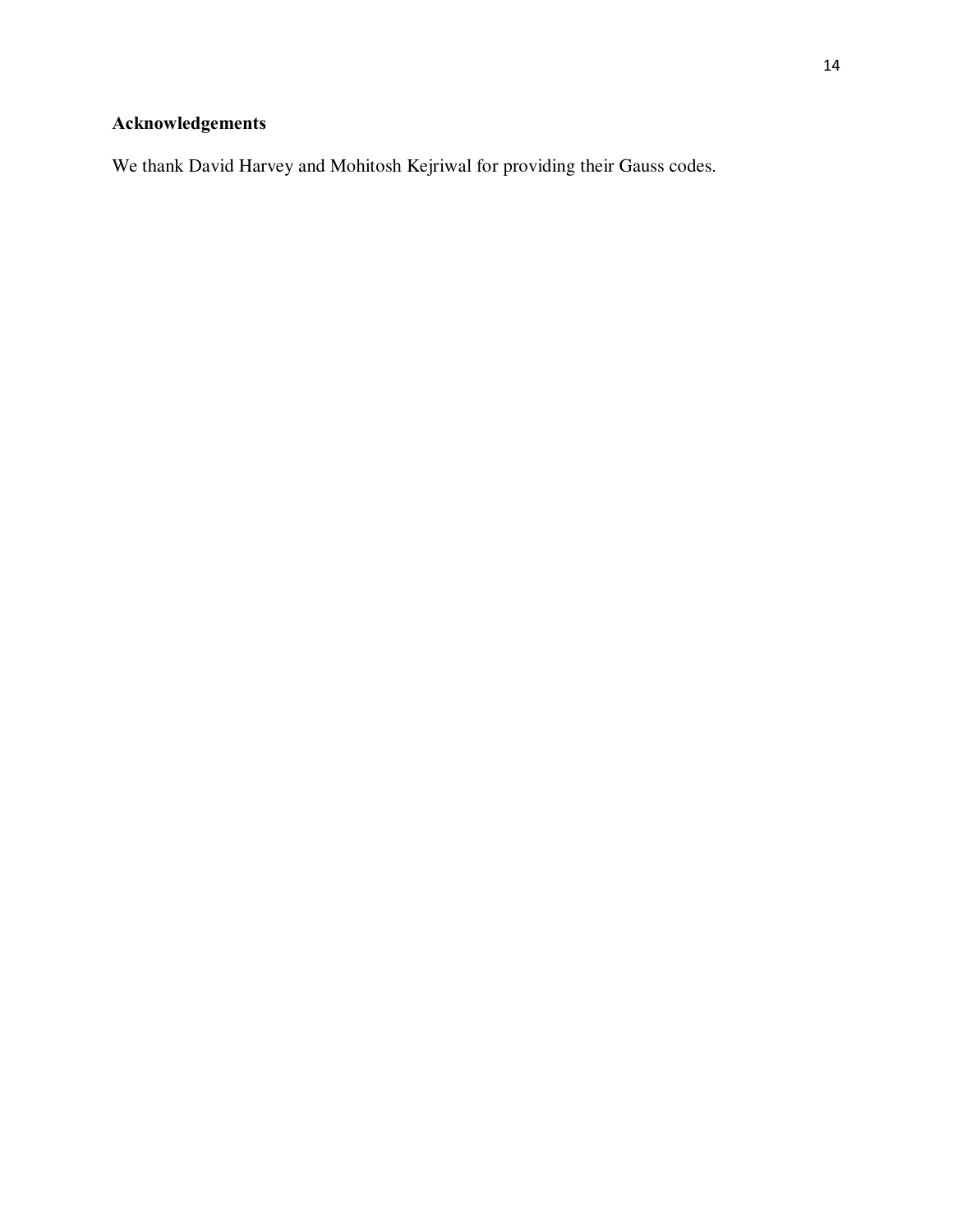## Acknowledgements

We thank David Harvey and Mohitosh Kejriwal for providing their Gauss codes.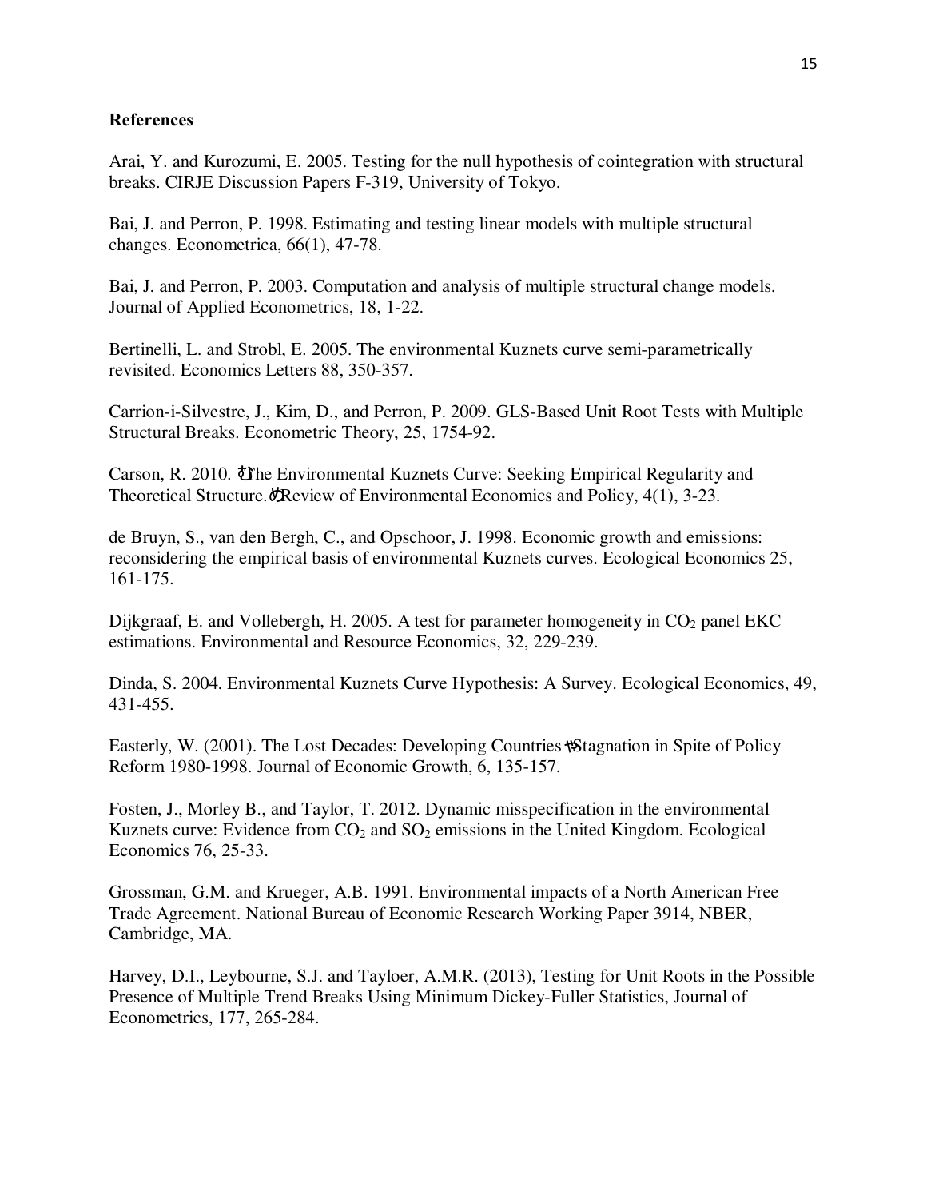**References**

Arai, Y. and Kurozumi, E. 2005. Testing for the null hypothesis of cointegration with structural breaks. CIRJE Discussion Papers F-319, University of Tokyo.

Bai, J. and Perron, P. 1998. Estimating and testing linear models with multiple structural changes. Econometrica, 66(1), 47-78.

Bai, J. and Perron, P. 2003. Computation and analysis of multiple structural change models. Journal of Applied Econometrics, 18, 1-22.

Bertinelli, L. and Strobl, E. 2005. The environmental Kuznets curve semi-parametrically revisited. Economics Letters 88, 350-357.

Carrion-i-Silvestre, J., Kim, D., and Perron, P. 2009. GLS-Based Unit Root Tests with Multiple Structural Breaks. Econometric Theory, 25, 1754-92.

Carson, R. 2010. The Environmental Kuznets Curve: Seeking Empirical Regularity and Theoretical Structure. Review of Environmental Economics and Policy, 4(1), 3-23.

de Bruyn, S., van den Bergh, C., and Opschoor, J. 1998. Economic growth and emissions: reconsidering the empirical basis of environmental Kuznets curves. Ecological Economics 25, 161-175.

Dijkgraaf, E. and Vollebergh, H. 2005. A test for parameter homogeneity in $CO_2$ panel EKC estimations. Environmental and Resource Economics, 32, 229-239.

Dinda, S. 2004. Environmental Kuznets Curve Hypothesis: A Survey. Ecological Economics, 49, 431-455.

Easterly, W. (2001). The Lost Decades: Developing Countries' Stagnation in Spite of Policy Reform 1980-1998. Journal of Economic Growth, 6, 135-157.

Fosten, J., Morley B., and Taylor, T. 2012. Dynamic misspecification in the environmental Kuznets curve: Evidence from $CO_2$ and $SO_2$ emissions in the United Kingdom. Ecological Economics 76, 25-33.

Grossman, G.M. and Krueger, A.B. 1991. Environmental impacts of a North American Free Trade Agreement. National Bureau of Economic Research Working Paper 3914, NBER, Cambridge, MA.

Harvey, D.I., Leybourne, S.J. and Tayloer, A.M.R. (2013), Testing for Unit Roots in the Possible Presence of Multiple Trend Breaks Using Minimum Dickey-Fuller Statistics, Journal of Econometrics, 177, 265-284.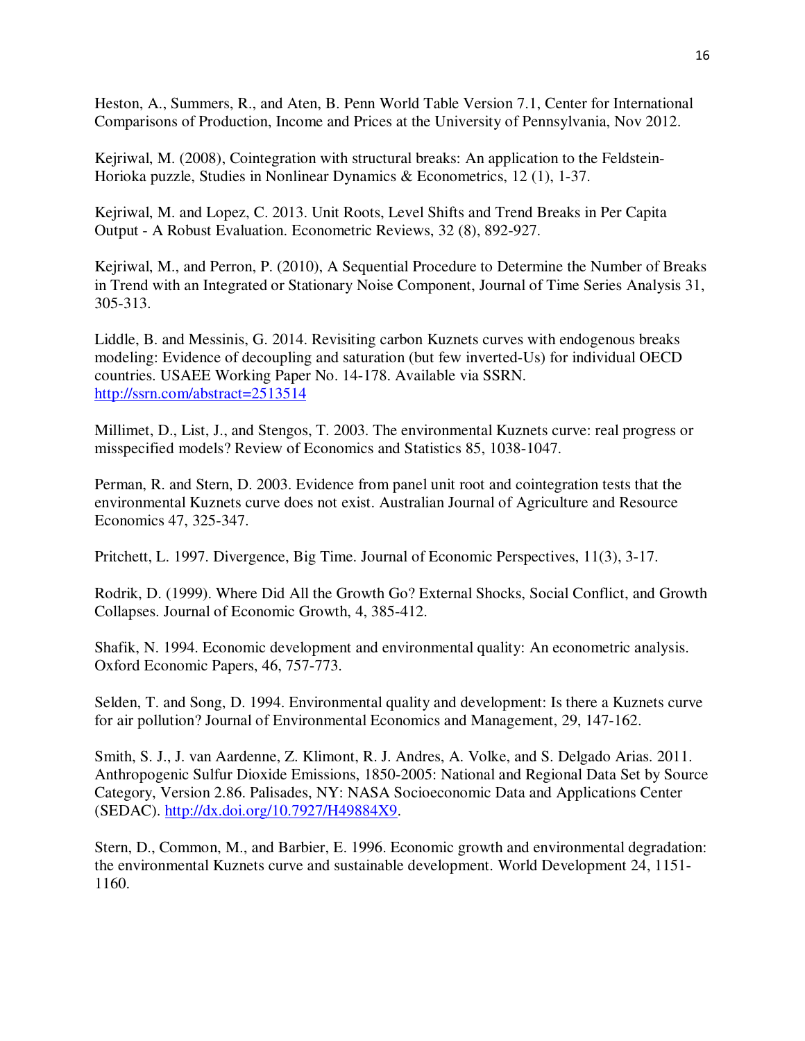Heston, A., Summers, R., and Aten, B. Penn World Table Version 7.1, Center for International Comparisons of Production, Income and Prices at the University of Pennsylvania, Nov 2012.

Kejriwal, M. (2008), Cointegration with structural breaks: An application to the Feldstein-Horioka puzzle, Studies in Nonlinear Dynamics & Econometrics, 12 (1), 1-37.

Kejriwal, M. and Lopez, C. 2013. Unit Roots, Level Shifts and Trend Breaks in Per Capita Output - A Robust Evaluation. Econometric Reviews, 32 (8), 892-927.

Kejriwal, M., and Perron, P. (2010), A Sequential Procedure to Determine the Number of Breaks in Trend with an Integrated or Stationary Noise Component, Journal of Time Series Analysis 31, 305-313.

Liddle, B. and Messinis, G. 2014. Revisiting carbon Kuznets curves with endogenous breaks modeling: Evidence of decoupling and saturation (but few inverted-Us) for individual OECD countries. USAEE Working Paper No. 14-178. Available via SSRN. http://ssrn.com/abstract=2513514

Millimet, D., List, J., and Stengos, T. 2003. The environmental Kuznets curve: real progress or misspecified models? Review of Economics and Statistics 85, 1038-1047.

Perman, R. and Stern, D. 2003. Evidence from panel unit root and cointegration tests that the environmental Kuznets curve does not exist. Australian Journal of Agriculture and Resource Economics 47, 325-347.

Pritchett, L. 1997. Divergence, Big Time. Journal of Economic Perspectives, 11(3), 3-17.

Rodrik, D. (1999). Where Did All the Growth Go? External Shocks, Social Conflict, and Growth Collapses. Journal of Economic Growth, 4, 385-412.

Shafik, N. 1994. Economic development and environmental quality: An econometric analysis. Oxford Economic Papers, 46, 757-773.

Selden, T. and Song, D. 1994. Environmental quality and development: Is there a Kuznets curve for air pollution? Journal of Environmental Economics and Management, 29, 147-162.

Smith, S. J., J. van Aardenne, Z. Klimont, R. J. Andres, A. Volke, and S. Delgado Arias. 2011. Anthropogenic Sulfur Dioxide Emissions, 1850-2005: National and Regional Data Set by Source Category, Version 2.86. Palisades, NY: NASA Socioeconomic Data and Applications Center (SEDAC). http://dx.doi.org/10.7927/H49884X9.

Stern, D., Common, M., and Barbier, E. 1996. Economic growth and environmental degradation: the environmental Kuznets curve and sustainable development. World Development 24, 1151-1160.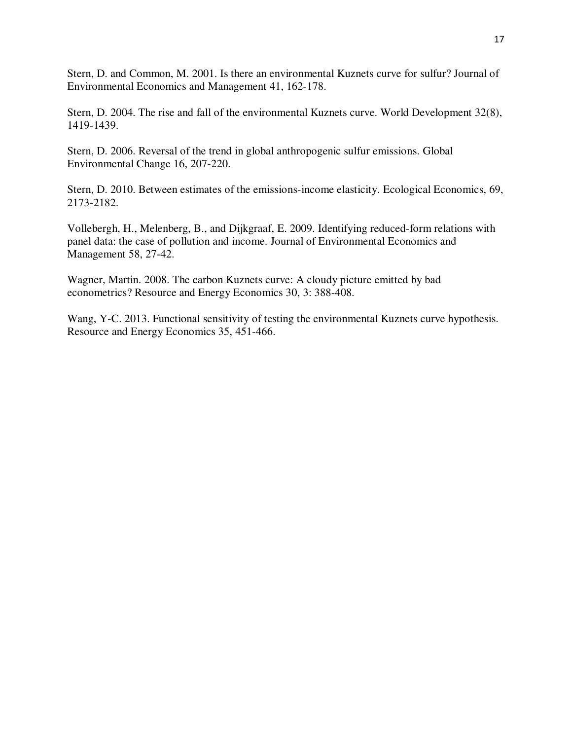Stern, D. and Common, M. 2001. Is there an environmental Kuznets curve for sulfur? Journal of Environmental Economics and Management 41, 162-178.

Stern, D. 2004. The rise and fall of the environmental Kuznets curve. World Development 32(8), 1419-1439.

Stern, D. 2006. Reversal of the trend in global anthropogenic sulfur emissions. Global Environmental Change 16, 207-220.

Stern, D. 2010. Between estimates of the emissions-income elasticity. Ecological Economics, 69, 2173-2182.

Vollebergh, H., Melenberg, B., and Dijkgraaf, E. 2009. Identifying reduced-form relations with panel data: the case of pollution and income. Journal of Environmental Economics and Management 58, 27-42.

Wagner, Martin. 2008. The carbon Kuznets curve: A cloudy picture emitted by bad econometrics? Resource and Energy Economics 30, 3: 388-408.

Wang, Y-C. 2013. Functional sensitivity of testing the environmental Kuznets curve hypothesis. Resource and Energy Economics 35, 451-466.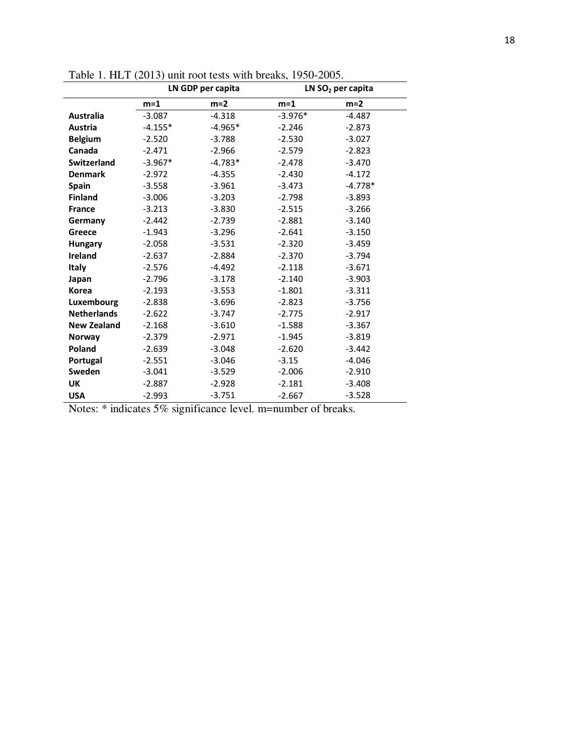Table 1. HLT (2013) unit root tests with breaks, 1950-2005.

| | LN GDP per capita | | LN $SO_2$ per capita | |
|---|---|---|---|---|
| | m=1 | m=2 | m=1 | m=2 |
| **Australia** | -3.087 | -4.318 | -3.976* | -4.487 |
| **Austria** | -4.155* | -4.965* | -2.246 | -2.873 |
| **Belgium** | -2.520 | -3.788 | -2.530 | -3.027 |
| **Canada** | -2.471 | -2.966 | -2.579 | -2.823 |
| **Switzerland** | -3.967* | -4.783* | -2.478 | -3.470 |
| **Denmark** | -2.972 | -4.355 | -2.430 | -4.172 |
| **Spain** | -3.558 | -3.961 | -3.473 | -4.778* |
| **Finland** | -3.006 | -3.203 | -2.798 | -3.893 |
| **France** | -3.213 | -3.830 | -2.515 | -3.266 |
| **Germany** | -2.442 | -2.739 | -2.881 | -3.140 |
| **Greece** | -1.943 | -3.296 | -2.641 | -3.150 |
| **Hungary** | -2.058 | -3.531 | -2.320 | -3.459 |
| **Ireland** | -2.637 | -2.884 | -2.370 | -3.794 |
| **Italy** | -2.576 | -4.492 | -2.118 | -3.671 |
| **Japan** | -2.796 | -3.178 | -2.140 | -3.903 |
| **Korea** | -2.193 | -3.553 | -1.801 | -3.311 |
| **Luxembourg** | -2.838 | -3.696 | -2.823 | -3.756 |
| **Netherlands** | -2.622 | -3.747 | -2.775 | -2.917 |
| **New Zealand** | -2.168 | -3.610 | -1.588 | -3.367 |
| **Norway** | -2.379 | -2.971 | -1.945 | -3.819 |
| **Poland** | -2.639 | -3.048 | -2.620 | -3.442 |
| **Portugal** | -2.551 | -3.046 | -3.15 | -4.046 |
| **Sweden** | -3.041 | -3.529 | -2.006 | -2.910 |
| **UK** | -2.887 | -2.928 | -2.181 | -3.408 |
| **USA** | -2.993 | -3.751 | -2.667 | -3.528 |

Notes: * indicates 5% significance level. m=number of breaks.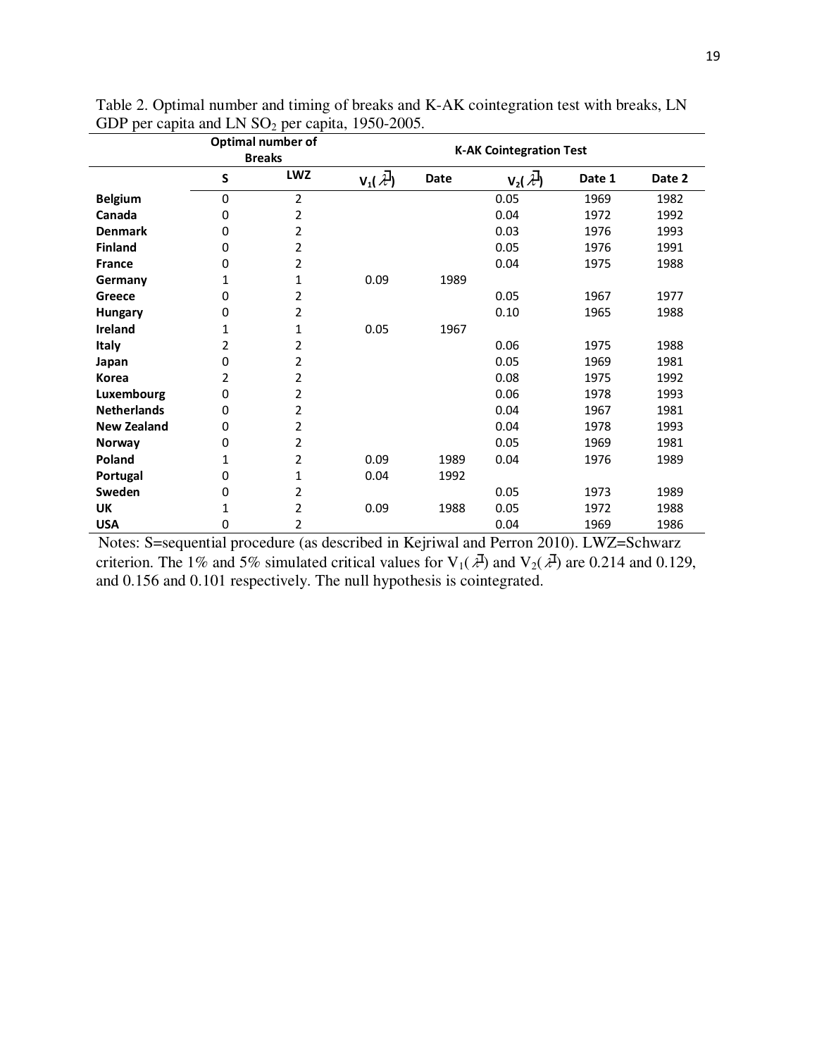Table 2. Optimal number and timing of breaks and K-AK cointegration test with breaks, LN GDP per capita and LN $SO_2$ per capita, 1950-2005.

| | Optimal number of Breaks | | K-AK Cointegration Test | | | | |
|---|---|---|---|---|---|---|---|
| | S | LWZ | $V_1(\bar{\lambda})$ | Date | $V_2(\bar{\lambda})$ | Date 1 | Date 2 |
| **Belgium** | 0 | 2 | | | 0.05 | 1969 | 1982 |
| **Canada** | 0 | 2 | | | 0.04 | 1972 | 1992 |
| **Denmark** | 0 | 2 | | | 0.03 | 1976 | 1993 |
| **Finland** | 0 | 2 | | | 0.05 | 1976 | 1991 |
| **France** | 0 | 2 | | | 0.04 | 1975 | 1988 |
| **Germany** | 1 | 1 | 0.09 | 1989 | | | |
| **Greece** | 0 | 2 | | | 0.05 | 1967 | 1977 |
| **Hungary** | 0 | 2 | | | 0.10 | 1965 | 1988 |
| **Ireland** | 1 | 1 | 0.05 | 1967 | | | |
| **Italy** | 2 | 2 | | | 0.06 | 1975 | 1988 |
| **Japan** | 0 | 2 | | | 0.05 | 1969 | 1981 |
| **Korea** | 2 | 2 | | | 0.08 | 1975 | 1992 |
| **Luxembourg** | 0 | 2 | | | 0.06 | 1978 | 1993 |
| **Netherlands** | 0 | 2 | | | 0.04 | 1967 | 1981 |
| **New Zealand** | 0 | 2 | | | 0.04 | 1978 | 1993 |
| **Norway** | 0 | 2 | | | 0.05 | 1969 | 1981 |
| **Poland** | 1 | 2 | 0.09 | 1989 | 0.04 | 1976 | 1989 |
| **Portugal** | 0 | 1 | 0.04 | 1992 | | | |
| **Sweden** | 0 | 2 | | | 0.05 | 1973 | 1989 |
| **UK** | 1 | 2 | 0.09 | 1988 | 0.05 | 1972 | 1988 |
| **USA** | 0 | 2 | | | 0.04 | 1969 | 1986 |

Notes: S=sequential procedure (as described in Kejriwal and Perron 2010). LWZ=Schwarz criterion. The 1% and 5% simulated critical values for $V_1(\bar{\lambda})$ and $V_2(\bar{\lambda})$ are 0.214 and 0.129, and 0.156 and 0.101 respectively. The null hypothesis is cointegrated.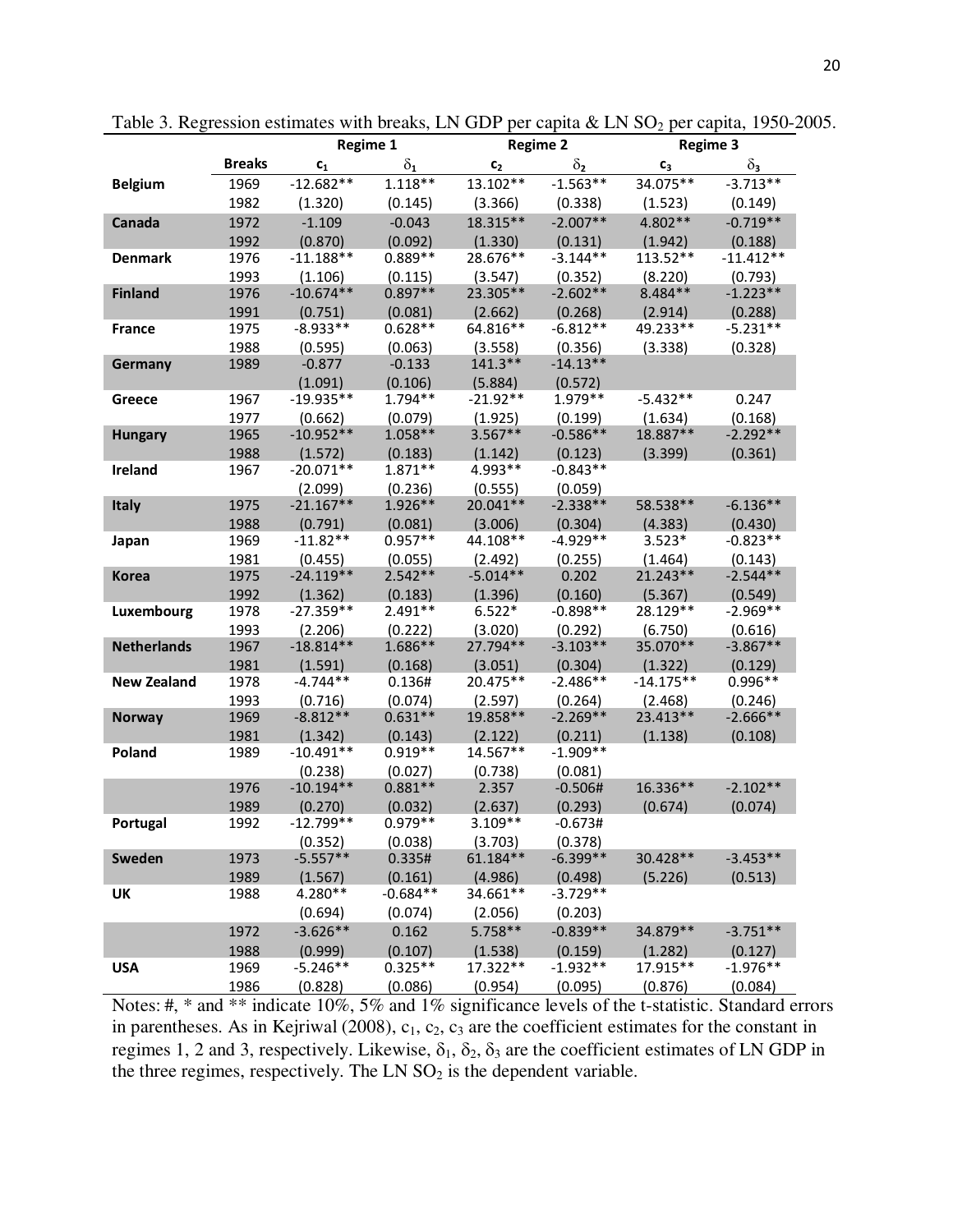Table 3. Regression estimates with breaks, LN GDP per capita & LN $SO_2$ per capita, 1950-2005.

| | | Regime 1 | | Regime 2 | | Regime 3 | |
|---|---|---|---|---|---|---|---|
| | **Breaks** | $c_1$ | $\delta_1$ | $c_2$ | $\delta_2$ | $c_3$ | $\delta_3$ |
| **Belgium** | 1969 | -12.682** | 1.118** | 13.102** | -1.563** | 34.075** | -3.713** |
| | 1982 | (1.320) | (0.145) | (3.366) | (0.338) | (1.523) | (0.149) |
| **Canada** | 1972 | -1.109 | -0.043 | 18.315** | -2.007** | 4.802** | -0.719** |
| | 1992 | (0.870) | (0.092) | (1.330) | (0.131) | (1.942) | (0.188) |
| **Denmark** | 1976 | -11.188** | 0.889** | 28.676** | -3.144** | 113.52** | -11.412** |
| | 1993 | (1.106) | (0.115) | (3.547) | (0.352) | (8.220) | (0.793) |
| **Finland** | 1976 | -10.674** | 0.897** | 23.305** | -2.602** | 8.484** | -1.223** |
| | 1991 | (0.751) | (0.081) | (2.662) | (0.268) | (2.914) | (0.288) |
| **France** | 1975 | -8.933** | 0.628** | 64.816** | -6.812** | 49.233** | -5.231** |
| | 1988 | (0.595) | (0.063) | (3.558) | (0.356) | (3.338) | (0.328) |
| **Germany** | 1989 | -0.877 | -0.133 | 141.3** | -14.13** | | |
| | | (1.091) | (0.106) | (5.884) | (0.572) | | |
| **Greece** | 1967 | -19.935** | 1.794** | -21.92** | 1.979** | -5.432** | 0.247 |
| | 1977 | (0.662) | (0.079) | (1.925) | (0.199) | (1.634) | (0.168) |
| **Hungary** | 1965 | -10.952** | 1.058** | 3.567** | -0.586** | 18.887** | -2.292** |
| | 1988 | (1.572) | (0.183) | (1.142) | (0.123) | (3.399) | (0.361) |
| **Ireland** | 1967 | -20.071** | 1.871** | 4.993** | -0.843** | | |
| | | (2.099) | (0.236) | (0.555) | (0.059) | | |
| **Italy** | 1975 | -21.167** | 1.926** | 20.041** | -2.338** | 58.538** | -6.136** |
| | 1988 | (0.791) | (0.081) | (3.006) | (0.304) | (4.383) | (0.430) |
| **Japan** | 1969 | -11.82** | 0.957** | 44.108** | -4.929** | 3.523* | -0.823** |
| | 1981 | (0.455) | (0.055) | (2.492) | (0.255) | (1.464) | (0.143) |
| **Korea** | 1975 | -24.119** | 2.542** | -5.014** | 0.202 | 21.243** | -2.544** |
| | 1992 | (1.362) | (0.183) | (1.396) | (0.160) | (5.367) | (0.549) |
| **Luxembourg** | 1978 | -27.359** | 2.491** | 6.522* | -0.898** | 28.129** | -2.969** |
| | 1993 | (2.206) | (0.222) | (3.020) | (0.292) | (6.750) | (0.616) |
| **Netherlands** | 1967 | -18.814** | 1.686** | 27.794** | -3.103** | 35.070** | -3.867** |
| | 1981 | (1.591) | (0.168) | (3.051) | (0.304) | (1.322) | (0.129) |
| **New Zealand** | 1978 | -4.744** | 0.136# | 20.475** | -2.486** | -14.175** | 0.996** |
| | 1993 | (0.716) | (0.074) | (2.597) | (0.264) | (2.468) | (0.246) |
| **Norway** | 1969 | -8.812** | 0.631** | 19.858** | -2.269** | 23.413** | -2.666** |
| | 1981 | (1.342) | (0.143) | (2.122) | (0.211) | (1.138) | (0.108) |
| **Poland** | 1989 | -10.491** | 0.919** | 14.567** | -1.909** | | |
| | | (0.238) | (0.027) | (0.738) | (0.081) | | |
| | 1976 | -10.194** | 0.881** | 2.357 | -0.506# | 16.336** | -2.102** |
| | 1989 | (0.270) | (0.032) | (2.637) | (0.293) | (0.674) | (0.074) |
| **Portugal** | 1992 | -12.799** | 0.979** | 3.109** | -0.673# | | |
| | | (0.352) | (0.038) | (3.703) | (0.378) | | |
| **Sweden** | 1973 | -5.557** | 0.335# | 61.184** | -6.399** | 30.428** | -3.453** |
| | 1989 | (1.567) | (0.161) | (4.986) | (0.498) | (5.226) | (0.513) |
| **UK** | 1988 | 4.280** | -0.684** | 34.661** | -3.729** | | |
| | | (0.694) | (0.074) | (2.056) | (0.203) | | |
| | 1972 | -3.626** | 0.162 | 5.758** | -0.839** | 34.879** | -3.751** |
| | 1988 | (0.999) | (0.107) | (1.538) | (0.159) | (1.282) | (0.127) |
| **USA** | 1969 | -5.246** | 0.325** | 17.322** | -1.932** | 17.915** | -1.976** |
| | 1986 | (0.828) | (0.086) | (0.954) | (0.095) | (0.876) | (0.084) |

Notes: #, * and ** indicate 10%, 5% and 1% significance levels of the t-statistic. Standard errors in parentheses. As in Kejriwal (2008), $c_1$, $c_2$, $c_3$ are the coefficient estimates for the constant in regimes 1, 2 and 3, respectively. Likewise, $\delta_1$, $\delta_2$, $\delta_3$ are the coefficient estimates of LN GDP in the three regimes, respectively. The LN $SO_2$ is the dependent variable.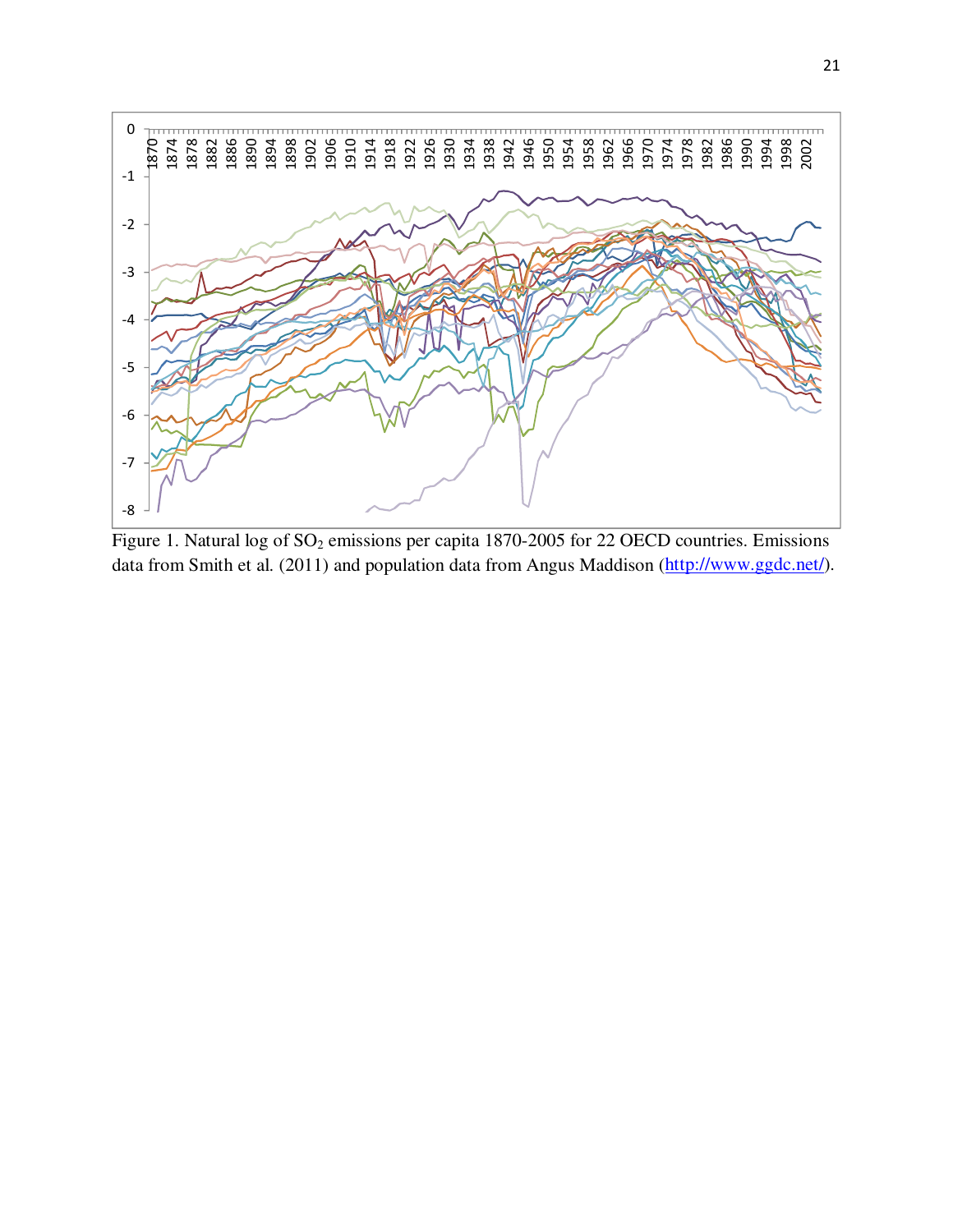Figure 1. Natural log of $SO_2$ emissions per capita 1870-2005 for 22 OECD countries. Emissions data from Smith et al. (2011) and population data from Angus Maddison (http://www.ggdc.net/).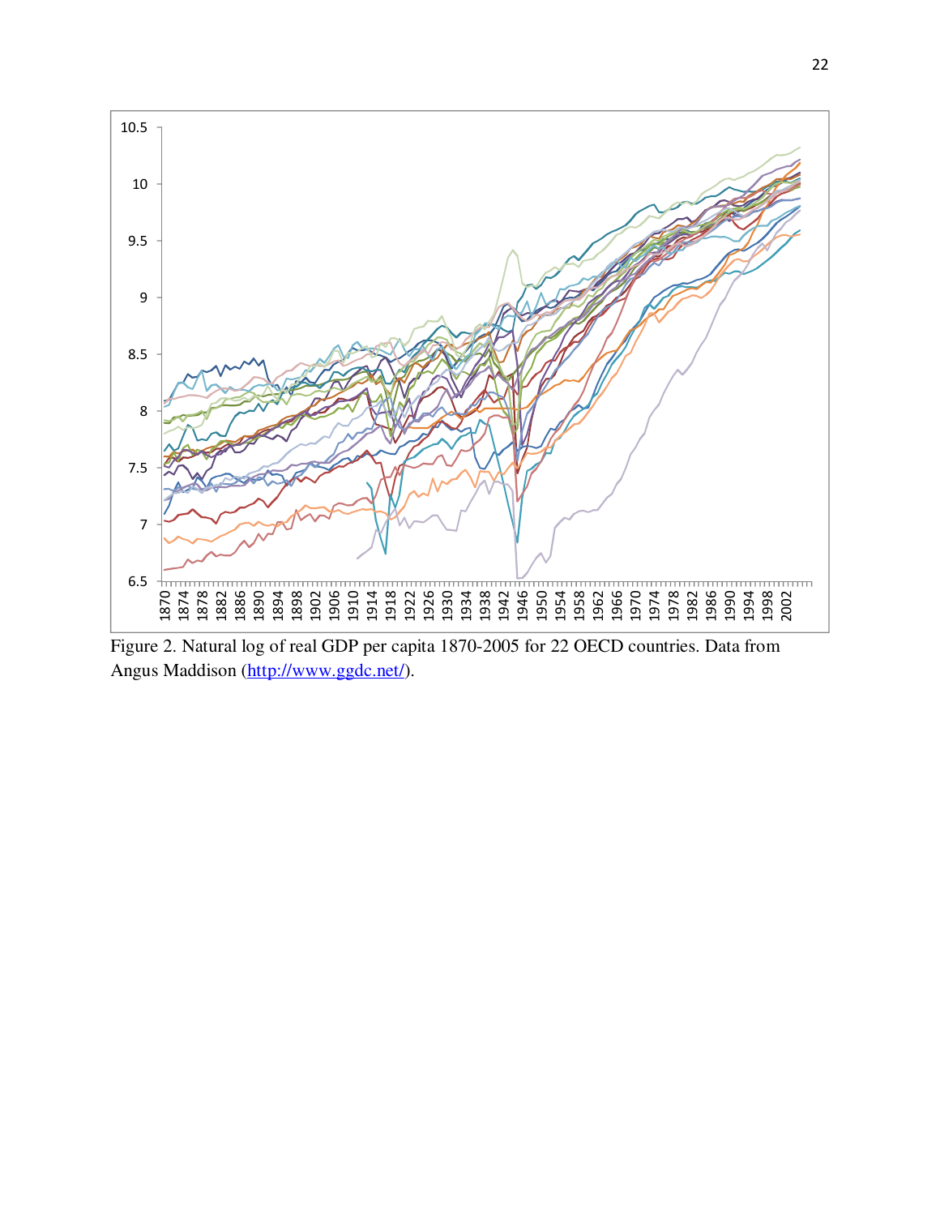10.5
10
9.5
9
8.5
8
7.5
7
6.5

1870 1874 1878 1882 1886 1890 1894 1898 1902 1906 1910 1914 1918 1922 1926 1930 1934 1938 1942 1946 1950 1954 1958 1962 1966 1970 1974 1978 1982 1986 1990 1994 1998 2002

Figure 2. Natural log of real GDP per capita 1870-2005 for 22 OECD countries. Data from Angus Maddison (http://www.ggdc.net/).